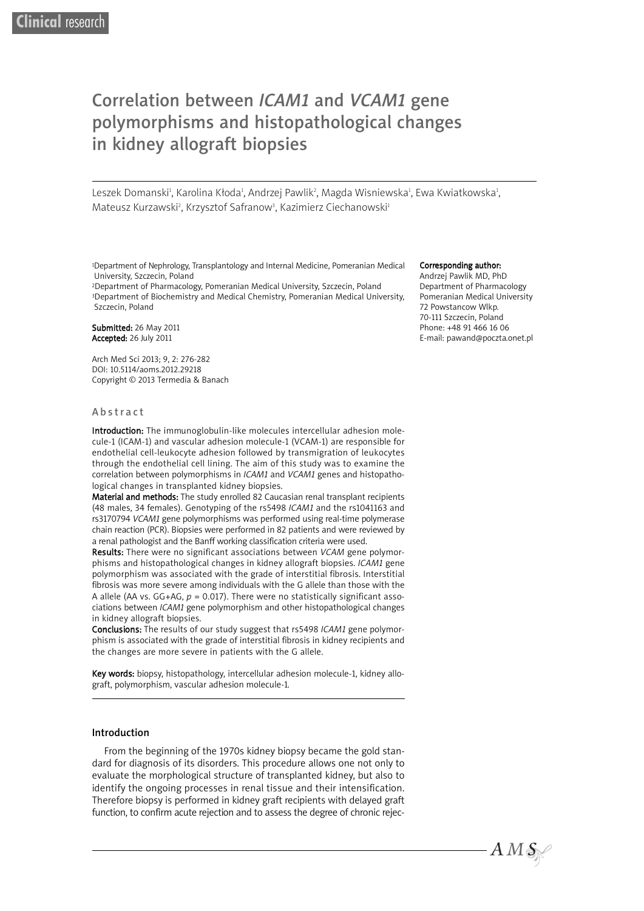Clinical research

# Correlation between *ICAM1* and *VCAM1* gene polymorphisms and histopathological changes in kidney allograft biopsies

Leszek Domanski[1], Karolina Kłoda[1], Andrzej Pawlik[2], Magda Wisniewska[1], Ewa Kwiatkowska[1], Mateusz Kurzawski[2], Krzysztof Safranow[3], Kazimierz Ciechanowski[1]

[1]Department of Nephrology, Transplantology and Internal Medicine, Pomeranian Medical University, Szczecin, Poland
[2]Department of Pharmacology, Pomeranian Medical University, Szczecin, Poland
[3]Department of Biochemistry and Medical Chemistry, Pomeranian Medical University, Szczecin, Poland

**Submitted:** 26 May 2011
**Accepted:** 26 July 2011

Arch Med Sci 2013; 9, 2: 276-282
DOI: 10.5114/aoms.2012.29218
Copyright © 2013 Termedia & Banach

**Corresponding author:**
Andrzej Pawlik MD, PhD
Department of Pharmacology
Pomeranian Medical University
72 Powstancow Wlkp.
70-111 Szczecin, Poland
Phone: +48 91 466 16 06
E-mail: pawand@poczta.onet.pl

## Abstract

**Introduction:** The immunoglobulin-like molecules intercellular adhesion molecule-1 (ICAM-1) and vascular adhesion molecule-1 (VCAM-1) are responsible for endothelial cell-leukocyte adhesion followed by transmigration of leukocytes through the endothelial cell lining. The aim of this study was to examine the correlation between polymorphisms in *ICAM1* and *VCAM1* genes and histopathological changes in transplanted kidney biopsies.

**Material and methods:** The study enrolled 82 Caucasian renal transplant recipients (48 males, 34 females). Genotyping of the rs5498 *ICAM1* and the rs1041163 and rs3170794 *VCAM1* gene polymorphisms was performed using real-time polymerase chain reaction (PCR). Biopsies were performed in 82 patients and were reviewed by a renal pathologist and the Banff working classification criteria were used.

**Results:** There were no significant associations between *VCAM* gene polymorphisms and histopathological changes in kidney allograft biopsies. *ICAM1* gene polymorphism was associated with the grade of interstitial fibrosis. Interstitial fibrosis was more severe among individuals with the G allele than those with the A allele (AA vs. GG+AG, $p = 0.017$). There were no statistically significant associations between *ICAM1* gene polymorphism and other histopathological changes in kidney allograft biopsies.

**Conclusions:** The results of our study suggest that rs5498 *ICAM1* gene polymorphism is associated with the grade of interstitial fibrosis in kidney recipients and the changes are more severe in patients with the G allele.

**Key words:** biopsy, histopathology, intercellular adhesion molecule-1, kidney allograft, polymorphism, vascular adhesion molecule-1.

## Introduction

From the beginning of the 1970s kidney biopsy became the gold standard for diagnosis of its disorders. This procedure allows one not only to evaluate the morphological structure of transplanted kidney, but also to identify the ongoing processes in renal tissue and their intensification. Therefore biopsy is performed in kidney graft recipients with delayed graft function, to confirm acute rejection and to assess the degree of chronic rejec-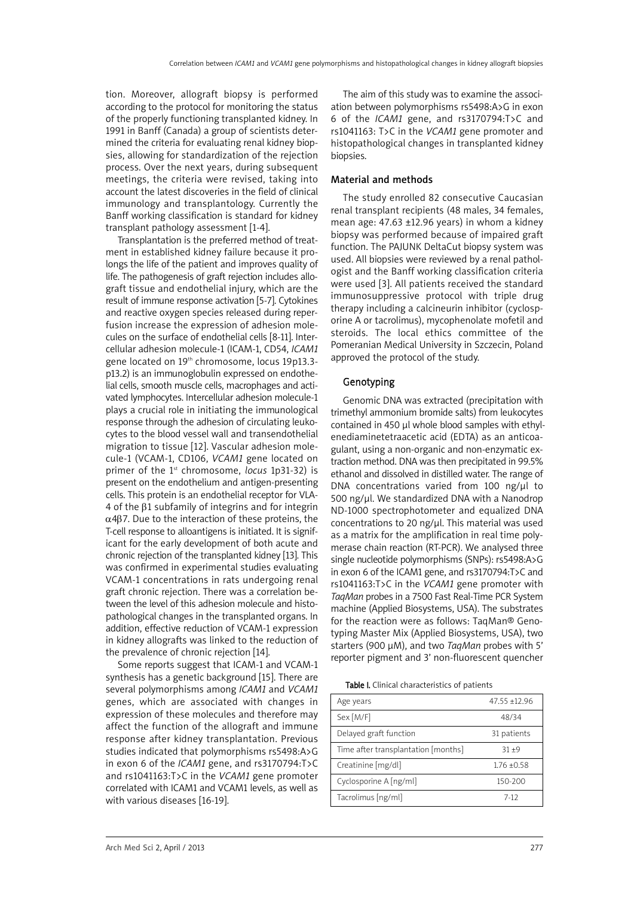tion. Moreover, allograft biopsy is performed according to the protocol for monitoring the status of the properly functioning transplanted kidney. In 1991 in Banff (Canada) a group of scientists determined the criteria for evaluating renal kidney biopsies, allowing for standardization of the rejection process. Over the next years, during subsequent meetings, the criteria were revised, taking into account the latest discoveries in the field of clinical immunology and transplantology. Currently the Banff working classification is standard for kidney transplant pathology assessment [1-4].

Transplantation is the preferred method of treatment in established kidney failure because it prolongs the life of the patient and improves quality of life. The pathogenesis of graft rejection includes allograft tissue and endothelial injury, which are the result of immune response activation [5-7]. Cytokines and reactive oxygen species released during reperfusion increase the expression of adhesion molecules on the surface of endothelial cells [8-11]. Intercellular adhesion molecule-1 (ICAM-1, CD54, *ICAM1* gene located on 19th chromosome, locus 19p13.3-p13.2) is an immunoglobulin expressed on endothelial cells, smooth muscle cells, macrophages and activated lymphocytes. Intercellular adhesion molecule-1 plays a crucial role in initiating the immunological response through the adhesion of circulating leukocytes to the blood vessel wall and transendothelial migration to tissue [12]. Vascular adhesion molecule-1 (VCAM-1, CD106, *VCAM1* gene located on primer of the 1st chromosome, *locus* 1p31-32) is present on the endothelium and antigen-presenting cells. This protein is an endothelial receptor for VLA-4 of the $\beta 1$ subfamily of integrins and for integrin $\alpha 4\beta 7$. Due to the interaction of these proteins, the T-cell response to alloantigens is initiated. It is significant for the early development of both acute and chronic rejection of the transplanted kidney [13]. This was confirmed in experimental studies evaluating VCAM-1 concentrations in rats undergoing renal graft chronic rejection. There was a correlation between the level of this adhesion molecule and histopathological changes in the transplanted organs. In addition, effective reduction of VCAM-1 expression in kidney allografts was linked to the reduction of the prevalence of chronic rejection [14].

Some reports suggest that ICAM-1 and VCAM-1 synthesis has a genetic background [15]. There are several polymorphisms among *ICAM1* and *VCAM1* genes, which are associated with changes in expression of these molecules and therefore may affect the function of the allograft and immune response after kidney transplantation. Previous studies indicated that polymorphisms rs5498:A>G in exon 6 of the *ICAM1* gene, and rs3170794:T>C and rs1041163:T>C in the *VCAM1* gene promoter correlated with ICAM1 and VCAM1 levels, as well as with various diseases [16-19].

The aim of this study was to examine the association between polymorphisms rs5498:A>G in exon 6 of the *ICAM1* gene, and rs3170794:T>C and rs1041163: T>C in the *VCAM1* gene promoter and histopathological changes in transplanted kidney biopsies.

## Material and methods

The study enrolled 82 consecutive Caucasian renal transplant recipients (48 males, 34 females, mean age: 47.63 ±12.96 years) in whom a kidney biopsy was performed because of impaired graft function. The PAJUNK DeltaCut biopsy system was used. All biopsies were reviewed by a renal pathologist and the Banff working classification criteria were used [3]. All patients received the standard immunosuppressive protocol with triple drug therapy including a calcineurin inhibitor (cyclosporine A or tacrolimus), mycophenolate mofetil and steroids. The local ethics committee of the Pomeranian Medical University in Szczecin, Poland approved the protocol of the study.

### Genotyping

Genomic DNA was extracted (precipitation with trimethyl ammonium bromide salts) from leukocytes contained in 450 µl whole blood samples with ethylenediaminetetraacetic acid (EDTA) as an anticoagulant, using a non-organic and non-enzymatic extraction method. DNA was then precipitated in 99.5% ethanol and dissolved in distilled water. The range of DNA concentrations varied from 100 ng/µl to 500 ng/µl. We standardized DNA with a Nanodrop ND-1000 spectrophotometer and equalized DNA concentrations to 20 ng/µl. This material was used as a matrix for the amplification in real time polymerase chain reaction (RT-PCR). We analysed three single nucleotide polymorphisms (SNPs): rs5498:A>G in exon 6 of the ICAM1 gene, and rs3170794:T>C and rs1041163:T>C in the *VCAM1* gene promoter with *TaqMan* probes in a 7500 Fast Real-Time PCR System machine (Applied Biosystems, USA). The substrates for the reaction were as follows: TaqMan® Genotyping Master Mix (Applied Biosystems, USA), two starters (900 µM), and two *TaqMan* probes with 5' reporter pigment and 3' non-fluorescent quencher

**Table I.** Clinical characteristics of patients

| | |
|---|---|
| Age years | 47.55 ±12.96 |
| Sex [M/F] | 48/34 |
| Delayed graft function | 31 patients |
| Time after transplantation [months] | 31 ±9 |
| Creatinine [mg/dl] | 1.76 ±0.58 |
| Cyclosporine A [ng/ml] | 150-200 |
| Tacrolimus [ng/ml] | 7-12 |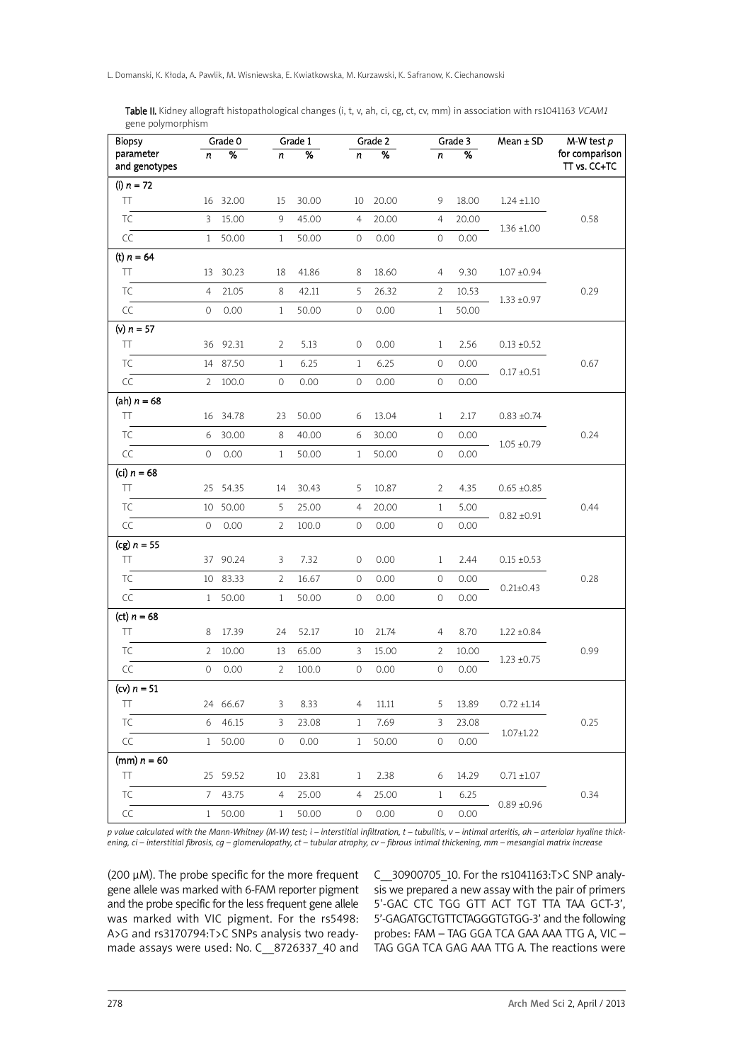**Table II.** Kidney allograft histopathological changes (i, t, v, ah, ci, cg, ct, cv, mm) in association with rs1041163 *VCAM1* gene polymorphism

| Biopsy parameter and genotypes | Grade 0 | | Grade 1 | | Grade 2 | | Grade 3 | | Mean ± SD | M-W test *p* for comparison TT vs. CC+TC |
|---|---|---|---|---|---|---|---|---|---|---|
| | *n* | % | *n* | % | *n* | % | *n* | % | | |
| (i) *n* = 72 | | | | | | | | | | |
| TT | 16 | 32.00 | 15 | 30.00 | 10 | 20.00 | 9 | 18.00 | 1.24 ±1.10 | |
| TC | 3 | 15.00 | 9 | 45.00 | 4 | 20.00 | 4 | 20.00 | 1.36 ±1.00 | 0.58 |
| CC | 1 | 50.00 | 1 | 50.00 | 0 | 0.00 | 0 | 0.00 | | |
| (t) *n* = 64 | | | | | | | | | | |
| TT | 13 | 30.23 | 18 | 41.86 | 8 | 18.60 | 4 | 9.30 | 1.07 ±0.94 | |
| TC | 4 | 21.05 | 8 | 42.11 | 5 | 26.32 | 2 | 10.53 | 1.33 ±0.97 | 0.29 |
| CC | 0 | 0.00 | 1 | 50.00 | 0 | 0.00 | 1 | 50.00 | | |
| (v) *n* = 57 | | | | | | | | | | |
| TT | 36 | 92.31 | 2 | 5.13 | 0 | 0.00 | 1 | 2.56 | 0.13 ±0.52 | |
| TC | 14 | 87.50 | 1 | 6.25 | 1 | 6.25 | 0 | 0.00 | 0.17 ±0.51 | 0.67 |
| CC | 2 | 100.0 | 0 | 0.00 | 0 | 0.00 | 0 | 0.00 | | |
| (ah) *n* = 68 | | | | | | | | | | |
| TT | 16 | 34.78 | 23 | 50.00 | 6 | 13.04 | 1 | 2.17 | 0.83 ±0.74 | |
| TC | 6 | 30.00 | 8 | 40.00 | 6 | 30.00 | 0 | 0.00 | 1.05 ±0.79 | 0.24 |
| CC | 0 | 0.00 | 1 | 50.00 | 1 | 50.00 | 0 | 0.00 | | |
| (ci) *n* = 68 | | | | | | | | | | |
| TT | 25 | 54.35 | 14 | 30.43 | 5 | 10.87 | 2 | 4.35 | 0.65 ±0.85 | |
| TC | 10 | 50.00 | 5 | 25.00 | 4 | 20.00 | 1 | 5.00 | 0.82 ±0.91 | 0.44 |
| CC | 0 | 0.00 | 2 | 100.0 | 0 | 0.00 | 0 | 0.00 | | |
| (cg) *n* = 55 | | | | | | | | | | |
| TT | 37 | 90.24 | 3 | 7.32 | 0 | 0.00 | 1 | 2.44 | 0.15 ±0.53 | |
| TC | 10 | 83.33 | 2 | 16.67 | 0 | 0.00 | 0 | 0.00 | 0.21±0.43 | 0.28 |
| CC | 1 | 50.00 | 1 | 50.00 | 0 | 0.00 | 0 | 0.00 | | |
| (ct) *n* = 68 | | | | | | | | | | |
| TT | 8 | 17.39 | 24 | 52.17 | 10 | 21.74 | 4 | 8.70 | 1.22 ±0.84 | |
| TC | 2 | 10.00 | 13 | 65.00 | 3 | 15.00 | 2 | 10.00 | 1.23 ±0.75 | 0.99 |
| CC | 0 | 0.00 | 2 | 100.0 | 0 | 0.00 | 0 | 0.00 | | |
| (cv) *n* = 51 | | | | | | | | | | |
| TT | 24 | 66.67 | 3 | 8.33 | 4 | 11.11 | 5 | 13.89 | 0.72 ±1.14 | |
| TC | 6 | 46.15 | 3 | 23.08 | 1 | 7.69 | 3 | 23.08 | 1.07±1.22 | 0.25 |
| CC | 1 | 50.00 | 0 | 0.00 | 1 | 50.00 | 0 | 0.00 | | |
| (mm) *n* = 60 | | | | | | | | | | |
| TT | 25 | 59.52 | 10 | 23.81 | 1 | 2.38 | 6 | 14.29 | 0.71 ±1.07 | |
| TC | 7 | 43.75 | 4 | 25.00 | 4 | 25.00 | 1 | 6.25 | 0.89 ±0.96 | 0.34 |
| CC | 1 | 50.00 | 1 | 50.00 | 0 | 0.00 | 0 | 0.00 | | |

*p value calculated with the Mann-Whitney (M-W) test; i – interstitial infiltration, t – tubulitis, v – intimal arteritis, ah – arteriolar hyaline thickening, ci – interstitial fibrosis, cg – glomerulopathy, ct – tubular atrophy, cv – fibrous intimal thickening, mm – mesangial matrix increase*

(200 μM). The probe specific for the more frequent gene allele was marked with 6-FAM reporter pigment and the probe specific for the less frequent gene allele was marked with VIC pigment. For the rs5498: A>G and rs3170794:T>C SNPs analysis two ready-made assays were used: No. C__8726337_40 and C__30900705_10. For the rs1041163:T>C SNP analysis we prepared a new assay with the pair of primers 5'-GAC CTC TGG GTT ACT TGT TTA TAA GCT-3', 5'-GAGATGCTGTTCTAGGGTGTGG-3' and the following probes: FAM – TAG GGA TCA GAA AAA TTG A, VIC – TAG GGA TCA GAG AAA TTG A. The reactions were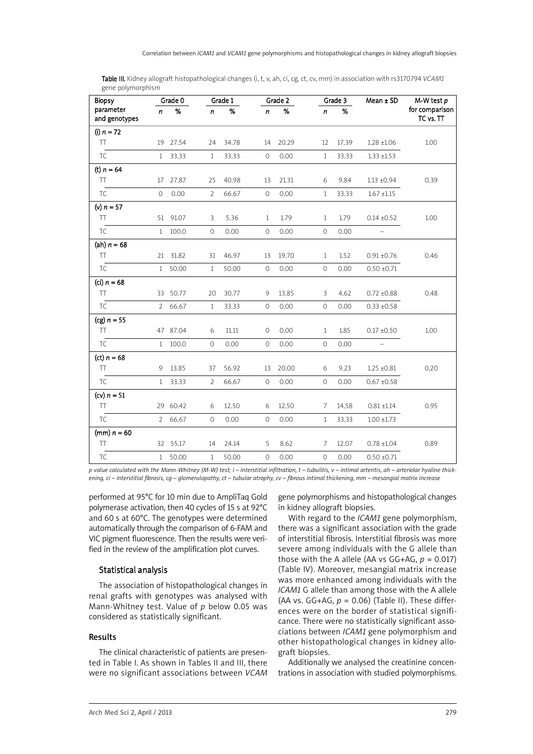**Table III.** Kidney allograft histopathological changes (i, t, v, ah, ci, cg, ct, cv, mm) in association with rs3170794 *VCAM1* gene polymorphism

| Biopsy parameter and genotypes | Grade 0 | | Grade 1 | | Grade 2 | | Grade 3 | | Mean ± SD | M-W test *p* for comparison TC vs. TT |
|---|---|---|---|---|---|---|---|---|---|---|
| | *n* | % | *n* | % | *n* | % | *n* | % | | |
| **(i) *n* = 72** | | | | | | | | | | |
| TT | 19 | 27.54 | 24 | 34.78 | 14 | 20.29 | 12 | 17.39 | 1.28 ±1.06 | 1.00 |
| TC | 1 | 33.33 | 1 | 33.33 | 0 | 0.00 | 1 | 33.33 | 1.33 ±1.53 | |
| **(t) *n* = 64** | | | | | | | | | | |
| TT | 17 | 27.87 | 25 | 40.98 | 13 | 21.31 | 6 | 9.84 | 1.13 ±0.94 | 0.39 |
| TC | 0 | 0.00 | 2 | 66.67 | 0 | 0.00 | 1 | 33.33 | 1.67 ±1.15 | |
| **(v) *n* = 57** | | | | | | | | | | |
| TT | 51 | 91.07 | 3 | 5.36 | 1 | 1.79 | 1 | 1.79 | 0.14 ±0.52 | 1.00 |
| TC | 1 | 100.0 | 0 | 0.00 | 0 | 0.00 | 0 | 0.00 | – | |
| **(ah) *n* = 68** | | | | | | | | | | |
| TT | 21 | 31.82 | 31 | 46.97 | 13 | 19.70 | 1 | 1.52 | 0.91 ±0.76 | 0.46 |
| TC | 1 | 50.00 | 1 | 50.00 | 0 | 0.00 | 0 | 0.00 | 0.50 ±0.71 | |
| **(ci) *n* = 68** | | | | | | | | | | |
| TT | 33 | 50.77 | 20 | 30.77 | 9 | 13.85 | 3 | 4.62 | 0.72 ±0.88 | 0.48 |
| TC | 2 | 66.67 | 1 | 33.33 | 0 | 0.00 | 0 | 0.00 | 0.33 ±0.58 | |
| **(cg) *n* = 55** | | | | | | | | | | |
| TT | 47 | 87.04 | 6 | 11.11 | 0 | 0.00 | 1 | 1.85 | 0.17 ±0.50 | 1.00 |
| TC | 1 | 100.0 | 0 | 0.00 | 0 | 0.00 | 0 | 0.00 | – | |
| **(ct) *n* = 68** | | | | | | | | | | |
| TT | 9 | 13.85 | 37 | 56.92 | 13 | 20.00 | 6 | 9.23 | 1.25 ±0.81 | 0.20 |
| TC | 1 | 33.33 | 2 | 66.67 | 0 | 0.00 | 0 | 0.00 | 0.67 ±0.58 | |
| **(cv) *n* = 51** | | | | | | | | | | |
| TT | 29 | 60.42 | 6 | 12.50 | 6 | 12.50 | 7 | 14.58 | 0.81 ±1.14 | 0.95 |
| TC | 2 | 66.67 | 0 | 0.00 | 0 | 0.00 | 1 | 33.33 | 1.00 ±1.73 | |
| **(mm) *n* = 60** | | | | | | | | | | |
| TT | 32 | 55.17 | 14 | 24.14 | 5 | 8.62 | 7 | 12.07 | 0.78 ±1.04 | 0.89 |
| TC | 1 | 50.00 | 1 | 50.00 | 0 | 0.00 | 0 | 0.00 | 0.50 ±0.71 | |

*p value calculated with the Mann-Whitney (M-W) test; i – interstitial infiltration, t – tubulitis, v – intimal arteritis, ah – arteriolar hyaline thickening, ci – interstitial fibrosis, cg – glomerulopathy, ct – tubular atrophy, cv – fibrous intimal thickening, mm – mesangial matrix increase*

performed at 95°C for 10 min due to AmpliTaq Gold polymerase activation, then 40 cycles of 15 s at 92°C and 60 s at 60°C. The genotypes were determined automatically through the comparison of 6-FAM and VIC pigment fluorescence. Then the results were verified in the review of the amplification plot curves.

### Statistical analysis

The association of histopathological changes in renal grafts with genotypes was analysed with Mann-Whitney test. Value of *p* below 0.05 was considered as statistically significant.

## Results

The clinical characteristic of patients are presented in Table I. As shown in Tables II and III, there were no significant associations between *VCAM* gene polymorphisms and histopathological changes in kidney allograft biopsies.

With regard to the *ICAM1* gene polymorphism, there was a significant association with the grade of interstitial fibrosis. Interstitial fibrosis was more severe among individuals with the G allele than those with the A allele (AA vs GG+AG, $p = 0.017$) (Table IV). Moreover, mesangial matrix increase was more enhanced among individuals with the *ICAM1* G allele than among those with the A allele (AA vs. GG+AG, $p = 0.06$) (Table II). These differences were on the border of statistical significance. There were no statistically significant associations between *ICAM1* gene polymorphism and other histopathological changes in kidney allograft biopsies.

Additionally we analysed the creatinine concentrations in association with studied polymorphisms.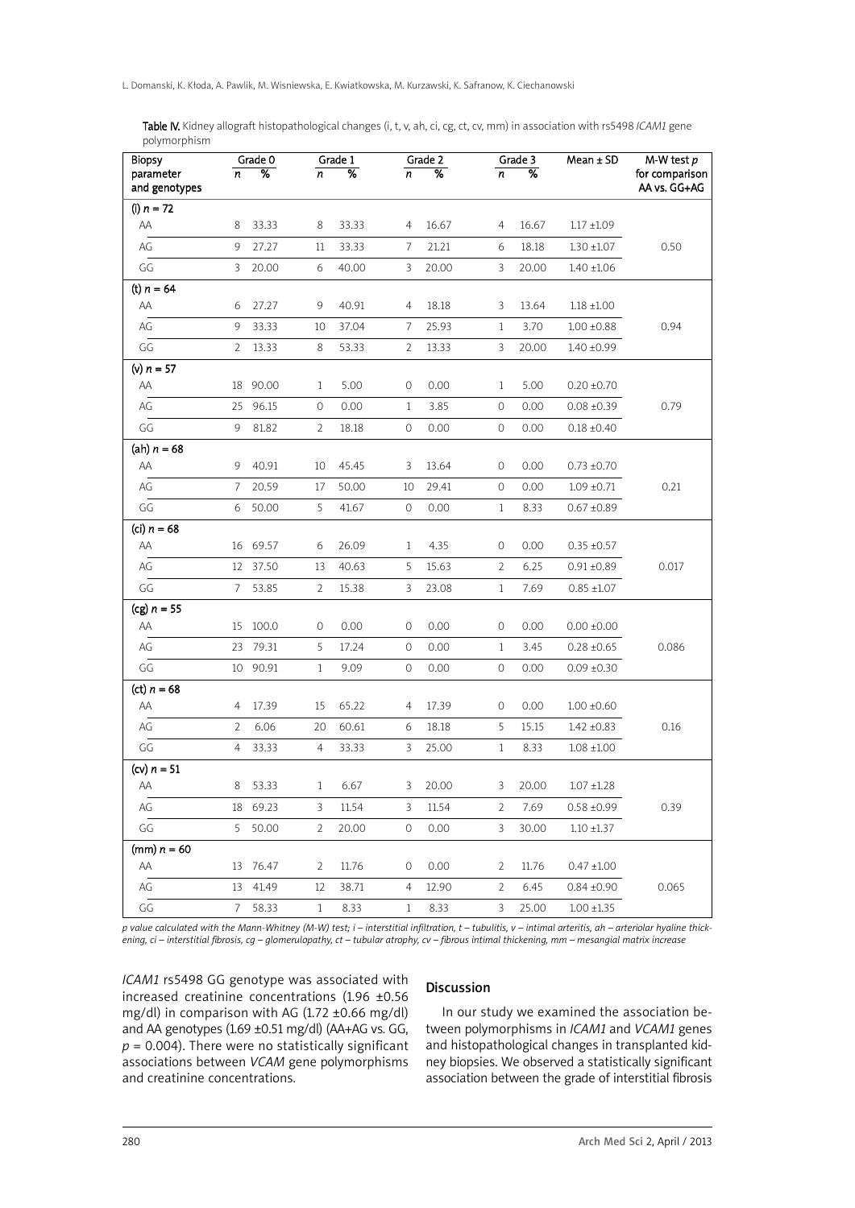**Table IV.** Kidney allograft histopathological changes (i, t, v, ah, ci, cg, ct, cv, mm) in association with rs5498 *ICAM1* gene polymorphism

| Biopsy parameter and genotypes | Grade 0 | | Grade 1 | | Grade 2 | | Grade 3 | | Mean ± SD | M-W test *p* for comparison AA vs. GG+AG |
|---|---|---|---|---|---|---|---|---|---|---|
| | *n* | % | *n* | % | *n* | % | *n* | % | | |
| **(i) *n* = 72** | | | | | | | | | | |
| AA | 8 | 33.33 | 8 | 33.33 | 4 | 16.67 | 4 | 16.67 | 1.17 ±1.09 | |
| AG | 9 | 27.27 | 11 | 33.33 | 7 | 21.21 | 6 | 18.18 | 1.30 ±1.07 | 0.50 |
| GG | 3 | 20.00 | 6 | 40.00 | 3 | 20.00 | 3 | 20.00 | 1.40 ±1.06 | |
| **(t) *n* = 64** | | | | | | | | | | |
| AA | 6 | 27.27 | 9 | 40.91 | 4 | 18.18 | 3 | 13.64 | 1.18 ±1.00 | |
| AG | 9 | 33.33 | 10 | 37.04 | 7 | 25.93 | 1 | 3.70 | 1.00 ±0.88 | 0.94 |
| GG | 2 | 13.33 | 8 | 53.33 | 2 | 13.33 | 3 | 20.00 | 1.40 ±0.99 | |
| **(v) *n* = 57** | | | | | | | | | | |
| AA | 18 | 90.00 | 1 | 5.00 | 0 | 0.00 | 1 | 5.00 | 0.20 ±0.70 | |
| AG | 25 | 96.15 | 0 | 0.00 | 1 | 3.85 | 0 | 0.00 | 0.08 ±0.39 | 0.79 |
| GG | 9 | 81.82 | 2 | 18.18 | 0 | 0.00 | 0 | 0.00 | 0.18 ±0.40 | |
| **(ah) *n* = 68** | | | | | | | | | | |
| AA | 9 | 40.91 | 10 | 45.45 | 3 | 13.64 | 0 | 0.00 | 0.73 ±0.70 | |
| AG | 7 | 20.59 | 17 | 50.00 | 10 | 29.41 | 0 | 0.00 | 1.09 ±0.71 | 0.21 |
| GG | 6 | 50.00 | 5 | 41.67 | 0 | 0.00 | 1 | 8.33 | 0.67 ±0.89 | |
| **(ci) *n* = 68** | | | | | | | | | | |
| AA | 16 | 69.57 | 6 | 26.09 | 1 | 4.35 | 0 | 0.00 | 0.35 ±0.57 | |
| AG | 12 | 37.50 | 13 | 40.63 | 5 | 15.63 | 2 | 6.25 | 0.91 ±0.89 | 0.017 |
| GG | 7 | 53.85 | 2 | 15.38 | 3 | 23.08 | 1 | 7.69 | 0.85 ±1.07 | |
| **(cg) *n* = 55** | | | | | | | | | | |
| AA | 15 | 100.0 | 0 | 0.00 | 0 | 0.00 | 0 | 0.00 | 0.00 ±0.00 | |
| AG | 23 | 79.31 | 5 | 17.24 | 0 | 0.00 | 1 | 3.45 | 0.28 ±0.65 | 0.086 |
| GG | 10 | 90.91 | 1 | 9.09 | 0 | 0.00 | 0 | 0.00 | 0.09 ±0.30 | |
| **(ct) *n* = 68** | | | | | | | | | | |
| AA | 4 | 17.39 | 15 | 65.22 | 4 | 17.39 | 0 | 0.00 | 1.00 ±0.60 | |
| AG | 2 | 6.06 | 20 | 60.61 | 6 | 18.18 | 5 | 15.15 | 1.42 ±0.83 | 0.16 |
| GG | 4 | 33.33 | 4 | 33.33 | 3 | 25.00 | 1 | 8.33 | 1.08 ±1.00 | |
| **(cv) *n* = 51** | | | | | | | | | | |
| AA | 8 | 53.33 | 1 | 6.67 | 3 | 20.00 | 3 | 20.00 | 1.07 ±1.28 | |
| AG | 18 | 69.23 | 3 | 11.54 | 3 | 11.54 | 2 | 7.69 | 0.58 ±0.99 | 0.39 |
| GG | 5 | 50.00 | 2 | 20.00 | 0 | 0.00 | 3 | 30.00 | 1.10 ±1.37 | |
| **(mm) *n* = 60** | | | | | | | | | | |
| AA | 13 | 76.47 | 2 | 11.76 | 0 | 0.00 | 2 | 11.76 | 0.47 ±1.00 | |
| AG | 13 | 41.49 | 12 | 38.71 | 4 | 12.90 | 2 | 6.45 | 0.84 ±0.90 | 0.065 |
| GG | 7 | 58.33 | 1 | 8.33 | 1 | 8.33 | 3 | 25.00 | 1.00 ±1.35 | |

*p value calculated with the Mann-Whitney (M-W) test; i – interstitial infiltration, t – tubulitis, v – intimal arteritis, ah – arteriolar hyaline thickening, ci – interstitial fibrosis, cg – glomerulopathy, ct – tubular atrophy, cv – fibrous intimal thickening, mm – mesangial matrix increase*

*ICAM1* rs5498 GG genotype was associated with increased creatinine concentrations (1.96 ±0.56 mg/dl) in comparison with AG (1.72 ±0.66 mg/dl) and AA genotypes (1.69 ±0.51 mg/dl) (AA+AG vs. GG, $p = 0.004$). There were no statistically significant associations between *VCAM* gene polymorphisms and creatinine concentrations.

## Discussion

In our study we examined the association between polymorphisms in *ICAM1* and *VCAM1* genes and histopathological changes in transplanted kidney biopsies. We observed a statistically significant association between the grade of interstitial fibrosis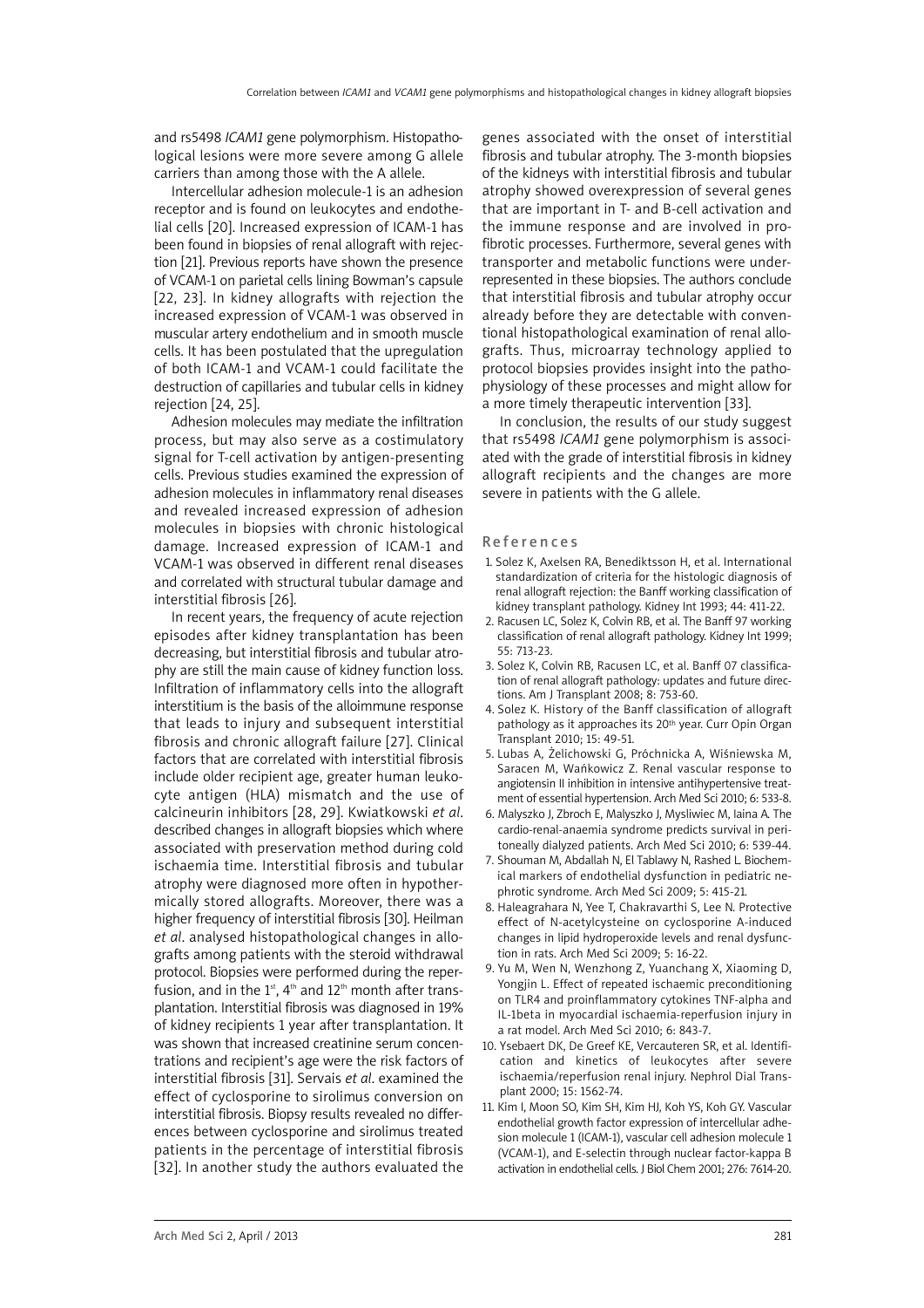and rs5498 *ICAM1* gene polymorphism. Histopathological lesions were more severe among G allele carriers than among those with the A allele.

Intercellular adhesion molecule-1 is an adhesion receptor and is found on leukocytes and endothelial cells [20]. Increased expression of ICAM-1 has been found in biopsies of renal allograft with rejection [21]. Previous reports have shown the presence of VCAM-1 on parietal cells lining Bowman's capsule [22, 23]. In kidney allografts with rejection the increased expression of VCAM-1 was observed in muscular artery endothelium and in smooth muscle cells. It has been postulated that the upregulation of both ICAM-1 and VCAM-1 could facilitate the destruction of capillaries and tubular cells in kidney rejection [24, 25].

Adhesion molecules may mediate the infiltration process, but may also serve as a costimulatory signal for T-cell activation by antigen-presenting cells. Previous studies examined the expression of adhesion molecules in inflammatory renal diseases and revealed increased expression of adhesion molecules in biopsies with chronic histological damage. Increased expression of ICAM-1 and VCAM-1 was observed in different renal diseases and correlated with structural tubular damage and interstitial fibrosis [26].

In recent years, the frequency of acute rejection episodes after kidney transplantation has been decreasing, but interstitial fibrosis and tubular atrophy are still the main cause of kidney function loss. Infiltration of inflammatory cells into the allograft interstitium is the basis of the alloimmune response that leads to injury and subsequent interstitial fibrosis and chronic allograft failure [27]. Clinical factors that are correlated with interstitial fibrosis include older recipient age, greater human leukocyte antigen (HLA) mismatch and the use of calcineurin inhibitors [28, 29]. Kwiatkowski *et al.* described changes in allograft biopsies which where associated with preservation method during cold ischaemia time. Interstitial fibrosis and tubular atrophy were diagnosed more often in hypothermically stored allografts. Moreover, there was a higher frequency of interstitial fibrosis [30]. Heilman *et al.* analysed histopathological changes in allografts among patients with the steroid withdrawal protocol. Biopsies were performed during the reperfusion, and in the 1st, 4th and 12th month after transplantation. Interstitial fibrosis was diagnosed in 19% of kidney recipients 1 year after transplantation. It was shown that increased creatinine serum concentrations and recipient's age were the risk factors of interstitial fibrosis [31]. Servais *et al.* examined the effect of cyclosporine to sirolimus conversion on interstitial fibrosis. Biopsy results revealed no differences between cyclosporine and sirolimus treated patients in the percentage of interstitial fibrosis [32]. In another study the authors evaluated the genes associated with the onset of interstitial fibrosis and tubular atrophy. The 3-month biopsies of the kidneys with interstitial fibrosis and tubular atrophy showed overexpression of several genes that are important in T- and B-cell activation and the immune response and are involved in profibrotic processes. Furthermore, several genes with transporter and metabolic functions were underrepresented in these biopsies. The authors conclude that interstitial fibrosis and tubular atrophy occur already before they are detectable with conventional histopathological examination of renal allografts. Thus, microarray technology applied to protocol biopsies provides insight into the pathophysiology of these processes and might allow for a more timely therapeutic intervention [33].

In conclusion, the results of our study suggest that rs5498 *ICAM1* gene polymorphism is associated with the grade of interstitial fibrosis in kidney allograft recipients and the changes are more severe in patients with the G allele.

## References

1. Solez K, Axelsen RA, Benediktsson H, et al. International standardization of criteria for the histologic diagnosis of renal allograft rejection: the Banff working classification of kidney transplant pathology. Kidney Int 1993; 44: 411-22.
2. Racusen LC, Solez K, Colvin RB, et al. The Banff 97 working classification of renal allograft pathology. Kidney Int 1999; 55: 713-23.
3. Solez K, Colvin RB, Racusen LC, et al. Banff 07 classification of renal allograft pathology: updates and future directions. Am J Transplant 2008; 8: 753-60.
4. Solez K. History of the Banff classification of allograft pathology as it approaches its 20th year. Curr Opin Organ Transplant 2010; 15: 49-51.
5. Lubas A, Żelichowski G, Próchnicka A, Wiśniewska M, Saracen M, Wańkowicz Z. Renal vascular response to angiotensin II inhibition in intensive antihypertensive treatment of essential hypertension. Arch Med Sci 2010; 6: 533-8.
6. Malyszko J, Zbroch E, Malyszko J, Mysliwiec M, Iaina A. The cardio-renal-anaemia syndrome predicts survival in peritoneally dialyzed patients. Arch Med Sci 2010; 6: 539-44.
7. Shouman M, Abdallah N, El Tablawy N, Rashed L. Biochemical markers of endothelial dysfunction in pediatric nephrotic syndrome. Arch Med Sci 2009; 5: 415-21.
8. Haleagrahara N, Yee T, Chakravarthi S, Lee N. Protective effect of N-acetylcysteine on cyclosporine A-induced changes in lipid hydroperoxide levels and renal dysfunction in rats. Arch Med Sci 2009; 5: 16-22.
9. Yu M, Wen N, Wenzhong Z, Yuanchang X, Xiaoming D, Yongjin L. Effect of repeated ischaemic preconditioning on TLR4 and proinflammatory cytokines TNF-alpha and IL-1beta in myocardial ischaemia-reperfusion injury in a rat model. Arch Med Sci 2010; 6: 843-7.
10. Ysebaert DK, De Greef KE, Vercauteren SR, et al. Identification and kinetics of leukocytes after severe ischaemia/reperfusion renal injury. Nephrol Dial Transplant 2000; 15: 1562-74.
11. Kim I, Moon SO, Kim SH, Kim HJ, Koh YS, Koh GY. Vascular endothelial growth factor expression of intercellular adhesion molecule 1 (ICAM-1), vascular cell adhesion molecule 1 (VCAM-1), and E-selectin through nuclear factor-kappa B activation in endothelial cells. J Biol Chem 2001; 276: 7614-20.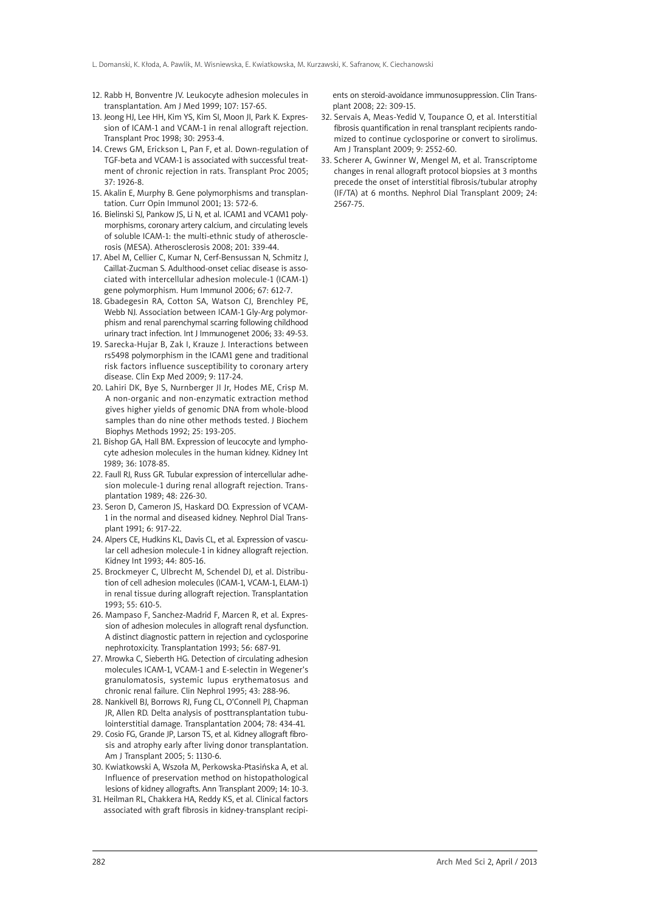12. Rabb H, Bonventre JV. Leukocyte adhesion molecules in transplantation. Am J Med 1999; 107: 157-65.
13. Jeong HJ, Lee HH, Kim YS, Kim SI, Moon JI, Park K. Expression of ICAM-1 and VCAM-1 in renal allograft rejection. Transplant Proc 1998; 30: 2953-4.
14. Crews GM, Erickson L, Pan F, et al. Down-regulation of TGF-beta and VCAM-1 is associated with successful treatment of chronic rejection in rats. Transplant Proc 2005; 37: 1926-8.
15. Akalin E, Murphy B. Gene polymorphisms and transplantation. Curr Opin Immunol 2001; 13: 572-6.
16. Bielinski SJ, Pankow JS, Li N, et al. ICAM1 and VCAM1 polymorphisms, coronary artery calcium, and circulating levels of soluble ICAM-1: the multi-ethnic study of atherosclerosis (MESA). Atherosclerosis 2008; 201: 339-44.
17. Abel M, Cellier C, Kumar N, Cerf-Bensussan N, Schmitz J, Caillat-Zucman S. Adulthood-onset celiac disease is associated with intercellular adhesion molecule-1 (ICAM-1) gene polymorphism. Hum Immunol 2006; 67: 612-7.
18. Gbadegesin RA, Cotton SA, Watson CJ, Brenchley PE, Webb NJ. Association between ICAM-1 Gly-Arg polymorphism and renal parenchymal scarring following childhood urinary tract infection. Int J Immunogenet 2006; 33: 49-53.
19. Sarecka-Hujar B, Zak I, Krauze J. Interactions between rs5498 polymorphism in the ICAM1 gene and traditional risk factors influence susceptibility to coronary artery disease. Clin Exp Med 2009; 9: 117-24.
20. Lahiri DK, Bye S, Nurnberger JI Jr, Hodes ME, Crisp M. A non-organic and non-enzymatic extraction method gives higher yields of genomic DNA from whole-blood samples than do nine other methods tested. J Biochem Biophys Methods 1992; 25: 193-205.
21. Bishop GA, Hall BM. Expression of leucocyte and lymphocyte adhesion molecules in the human kidney. Kidney Int 1989; 36: 1078-85.
22. Faull RJ, Russ GR. Tubular expression of intercellular adhesion molecule-1 during renal allograft rejection. Transplantation 1989; 48: 226-30.
23. Seron D, Cameron JS, Haskard DO. Expression of VCAM-1 in the normal and diseased kidney. Nephrol Dial Transplant 1991; 6: 917-22.
24. Alpers CE, Hudkins KL, Davis CL, et al. Expression of vascular cell adhesion molecule-1 in kidney allograft rejection. Kidney Int 1993; 44: 805-16.
25. Brockmeyer C, Ulbrecht M, Schendel DJ, et al. Distribution of cell adhesion molecules (ICAM-1, VCAM-1, ELAM-1) in renal tissue during allograft rejection. Transplantation 1993; 55: 610-5.
26. Mampaso F, Sanchez-Madrid F, Marcen R, et al. Expression of adhesion molecules in allograft renal dysfunction. A distinct diagnostic pattern in rejection and cyclosporine nephrotoxicity. Transplantation 1993; 56: 687-91.
27. Mrowka C, Sieberth HG. Detection of circulating adhesion molecules ICAM-1, VCAM-1 and E-selectin in Wegener's granulomatosis, systemic lupus erythematosus and chronic renal failure. Clin Nephrol 1995; 43: 288-96.
28. Nankivell BJ, Borrows RJ, Fung CL, O'Connell PJ, Chapman JR, Allen RD. Delta analysis of posttransplantation tubulointerstitial damage. Transplantation 2004; 78: 434-41.
29. Cosio FG, Grande JP, Larson TS, et al. Kidney allograft fibrosis and atrophy early after living donor transplantation. Am J Transplant 2005; 5: 1130-6.
30. Kwiatkowski A, Wszoła M, Perkowska-Ptasińska A, et al. Influence of preservation method on histopathological lesions of kidney allografts. Ann Transplant 2009; 14: 10-3.
31. Heilman RL, Chakkera HA, Reddy KS, et al. Clinical factors associated with graft fibrosis in kidney-transplant recipients on steroid-avoidance immunosuppression. Clin Transplant 2008; 22: 309-15.
32. Servais A, Meas-Yedid V, Toupance O, et al. Interstitial fibrosis quantification in renal transplant recipients randomized to continue cyclosporine or convert to sirolimus. Am J Transplant 2009; 9: 2552-60.
33. Scherer A, Gwinner W, Mengel M, et al. Transcriptome changes in renal allograft protocol biopsies at 3 months precede the onset of interstitial fibrosis/tubular atrophy (IF/TA) at 6 months. Nephrol Dial Transplant 2009; 24: 2567-75.